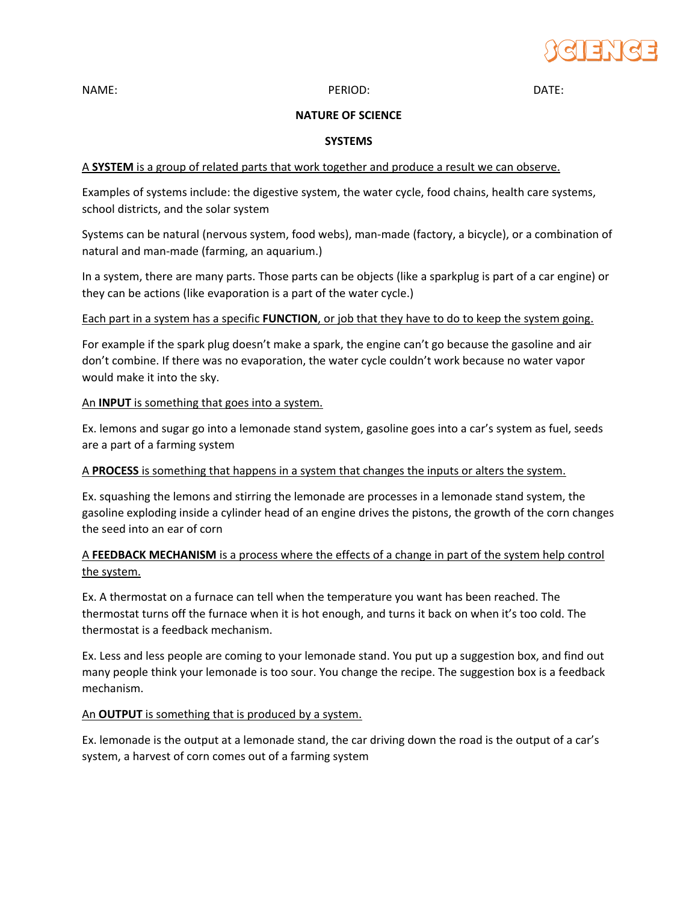NAME: PERIOD: DATE:

## NATURE OF SCIENCE

## SYSTEMS

A **SYSTEM** is a group of related parts that work together and produce a result we can observe.

Examples of systems include: the digestive system, the water cycle, food chains, health care systems, school districts, and the solar system

Systems can be natural (nervous system, food webs), man-made (factory, a bicycle), or a combination of natural and man-made (farming, an aquarium.)

In a system, there are many parts. Those parts can be objects (like a sparkplug is part of a car engine) or they can be actions (like evaporation is a part of the water cycle.)

Each part in a system has a specific **FUNCTION**, or job that they have to do to keep the system going.

For example if the spark plug doesn't make a spark, the engine can't go because the gasoline and air don't combine. If there was no evaporation, the water cycle couldn't work because no water vapor would make it into the sky.

An **INPUT** is something that goes into a system.

Ex. lemons and sugar go into a lemonade stand system, gasoline goes into a car's system as fuel, seeds are a part of a farming system

A **PROCESS** is something that happens in a system that changes the inputs or alters the system.

Ex. squashing the lemons and stirring the lemonade are processes in a lemonade stand system, the gasoline exploding inside a cylinder head of an engine drives the pistons, the growth of the corn changes the seed into an ear of corn

A **FEEDBACK MECHANISM** is a process where the effects of a change in part of the system help control the system.

Ex. A thermostat on a furnace can tell when the temperature you want has been reached. The thermostat turns off the furnace when it is hot enough, and turns it back on when it's too cold. The thermostat is a feedback mechanism.

Ex. Less and less people are coming to your lemonade stand. You put up a suggestion box, and find out many people think your lemonade is too sour. You change the recipe. The suggestion box is a feedback mechanism.

An **OUTPUT** is something that is produced by a system.

Ex. lemonade is the output at a lemonade stand, the car driving down the road is the output of a car's system, a harvest of corn comes out of a farming system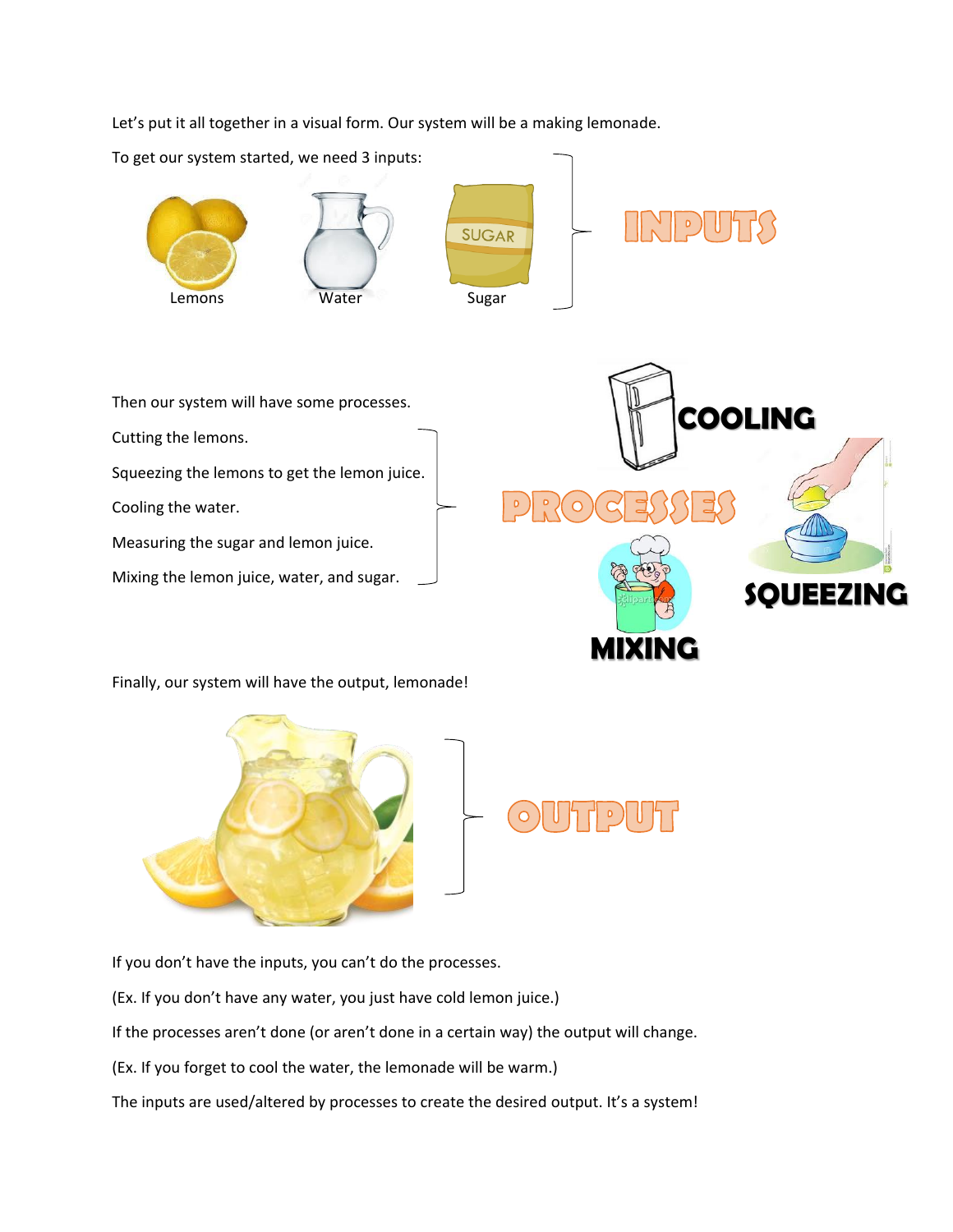Let's put it all together in a visual form. Our system will be a making lemonade.

To get our system started, we need 3 inputs:

Lemons

Water

Sugar

INPUTS

Then our system will have some processes.

Cutting the lemons.

Squeezing the lemons to get the lemon juice.

Cooling the water.

Measuring the sugar and lemon juice.

Mixing the lemon juice, water, and sugar.

COOLING

PROCESSES

SQUEEZING

MIXING

Finally, our system will have the output, lemonade!

OUTPUT

If you don't have the inputs, you can't do the processes.

(Ex. If you don't have any water, you just have cold lemon juice.)

If the processes aren't done (or aren't done in a certain way) the output will change.

(Ex. If you forget to cool the water, the lemonade will be warm.)

The inputs are used/altered by processes to create the desired output. It's a system!